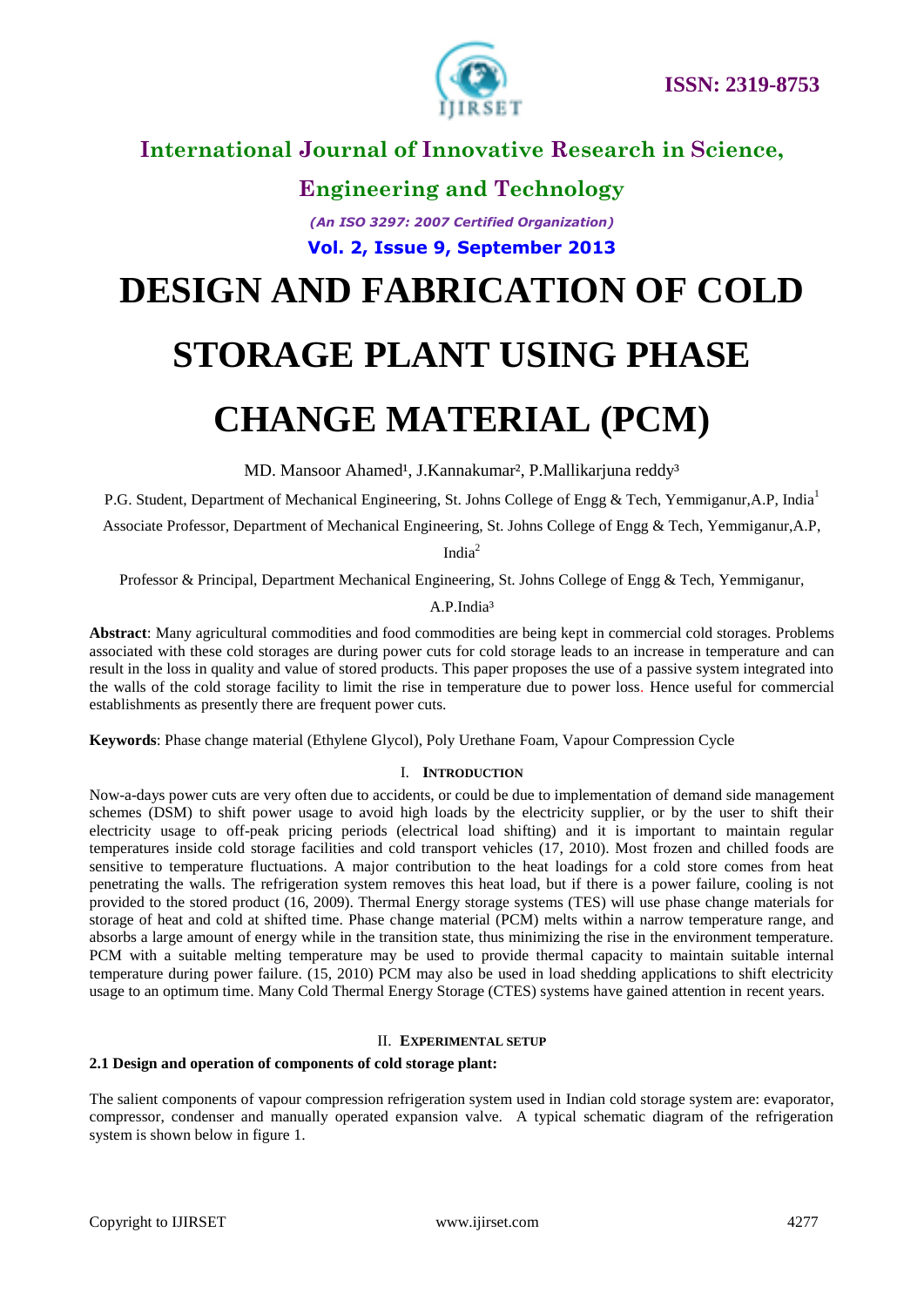# DESIGN AND FABRICATION OF COLD STORAGE PLANT USING PHASE CHANGE MATERIAL (PCM)

MD. Mansoor Ahamed[1], J.Kannakumar[2], P.Mallikarjuna reddy[3]

P.G. Student, Department of Mechanical Engineering, St. Johns College of Engg & Tech, Yemmiganur,A.P, India[1]

Associate Professor, Department of Mechanical Engineering, St. Johns College of Engg & Tech, Yemmiganur,A.P, India[2]

Professor & Principal, Department Mechanical Engineering, St. Johns College of Engg & Tech, Yemmiganur, A.P.India[3]

**Abstract**: Many agricultural commodities and food commodities are being kept in commercial cold storages. Problems associated with these cold storages are during power cuts for cold storage leads to an increase in temperature and can result in the loss in quality and value of stored products. This paper proposes the use of a passive system integrated into the walls of the cold storage facility to limit the rise in temperature due to power loss. Hence useful for commercial establishments as presently there are frequent power cuts.

**Keywords**: Phase change material (Ethylene Glycol), Poly Urethane Foam, Vapour Compression Cycle

## I. INTRODUCTION

Now-a-days power cuts are very often due to accidents, or could be due to implementation of demand side management schemes (DSM) to shift power usage to avoid high loads by the electricity supplier, or by the user to shift their electricity usage to off-peak pricing periods (electrical load shifting) and it is important to maintain regular temperatures inside cold storage facilities and cold transport vehicles (17, 2010). Most frozen and chilled foods are sensitive to temperature fluctuations. A major contribution to the heat loadings for a cold store comes from heat penetrating the walls. The refrigeration system removes this heat load, but if there is a power failure, cooling is not provided to the stored product (16, 2009). Thermal Energy storage systems (TES) will use phase change materials for storage of heat and cold at shifted time. Phase change material (PCM) melts within a narrow temperature range, and absorbs a large amount of energy while in the transition state, thus minimizing the rise in the environment temperature. PCM with a suitable melting temperature may be used to provide thermal capacity to maintain suitable internal temperature during power failure. (15, 2010) PCM may also be used in load shedding applications to shift electricity usage to an optimum time. Many Cold Thermal Energy Storage (CTES) systems have gained attention in recent years.

## II. EXPERIMENTAL SETUP

### 2.1 Design and operation of components of cold storage plant:

The salient components of vapour compression refrigeration system used in Indian cold storage system are: evaporator, compressor, condenser and manually operated expansion valve. A typical schematic diagram of the refrigeration system is shown below in figure 1.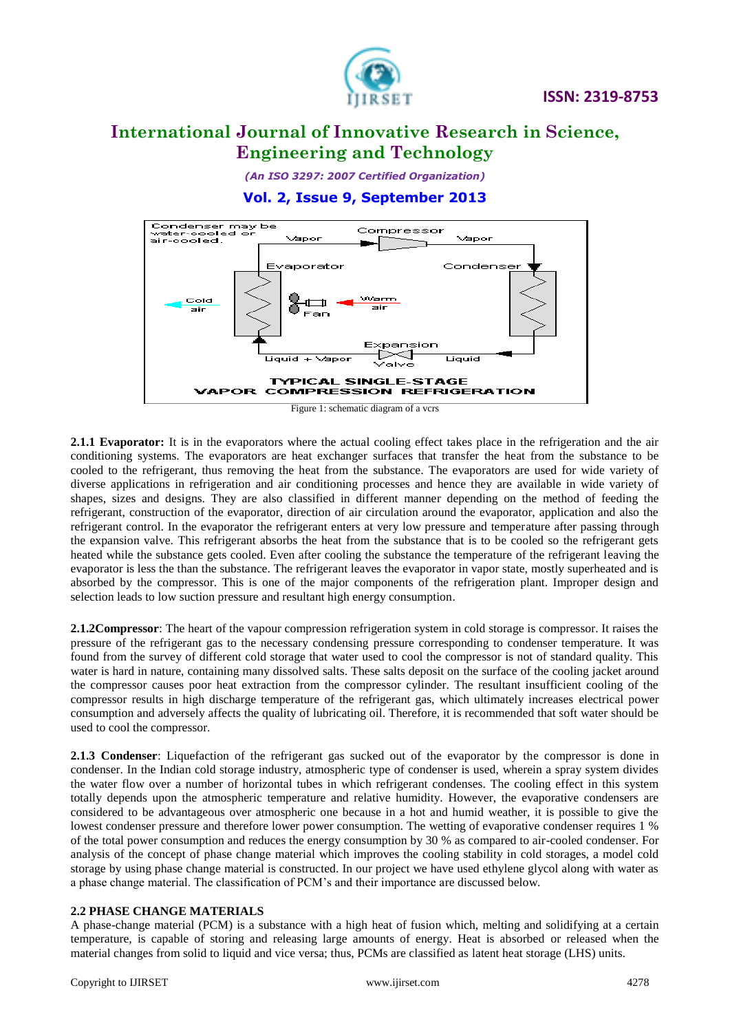Figure 1: schematic diagram of a vcrs

**2.1.1 Evaporator:** It is in the evaporators where the actual cooling effect takes place in the refrigeration and the air conditioning systems. The evaporators are heat exchanger surfaces that transfer the heat from the substance to be cooled to the refrigerant, thus removing the heat from the substance. The evaporators are used for wide variety of diverse applications in refrigeration and air conditioning processes and hence they are available in wide variety of shapes, sizes and designs. They are also classified in different manner depending on the method of feeding the refrigerant, construction of the evaporator, direction of air circulation around the evaporator, application and also the refrigerant control. In the evaporator the refrigerant enters at very low pressure and temperature after passing through the expansion valve. This refrigerant absorbs the heat from the substance that is to be cooled so the refrigerant gets heated while the substance gets cooled. Even after cooling the substance the temperature of the refrigerant leaving the evaporator is less the than the substance. The refrigerant leaves the evaporator in vapor state, mostly superheated and is absorbed by the compressor. This is one of the major components of the refrigeration plant. Improper design and selection leads to low suction pressure and resultant high energy consumption.

**2.1.2Compressor**: The heart of the vapour compression refrigeration system in cold storage is compressor. It raises the pressure of the refrigerant gas to the necessary condensing pressure corresponding to condenser temperature. It was found from the survey of different cold storage that water used to cool the compressor is not of standard quality. This water is hard in nature, containing many dissolved salts. These salts deposit on the surface of the cooling jacket around the compressor causes poor heat extraction from the compressor cylinder. The resultant insufficient cooling of the compressor results in high discharge temperature of the refrigerant gas, which ultimately increases electrical power consumption and adversely affects the quality of lubricating oil. Therefore, it is recommended that soft water should be used to cool the compressor.

**2.1.3 Condenser**: Liquefaction of the refrigerant gas sucked out of the evaporator by the compressor is done in condenser. In the Indian cold storage industry, atmospheric type of condenser is used, wherein a spray system divides the water flow over a number of horizontal tubes in which refrigerant condenses. The cooling effect in this system totally depends upon the atmospheric temperature and relative humidity. However, the evaporative condensers are considered to be advantageous over atmospheric one because in a hot and humid weather, it is possible to give the lowest condenser pressure and therefore lower power consumption. The wetting of evaporative condenser requires 1 % of the total power consumption and reduces the energy consumption by 30 % as compared to air-cooled condenser. For analysis of the concept of phase change material which improves the cooling stability in cold storages, a model cold storage by using phase change material is constructed. In our project we have used ethylene glycol along with water as a phase change material. The classification of PCM's and their importance are discussed below.

**2.2 PHASE CHANGE MATERIALS**

A phase-change material (PCM) is a substance with a high heat of fusion which, melting and solidifying at a certain temperature, is capable of storing and releasing large amounts of energy. Heat is absorbed or released when the material changes from solid to liquid and vice versa; thus, PCMs are classified as latent heat storage (LHS) units.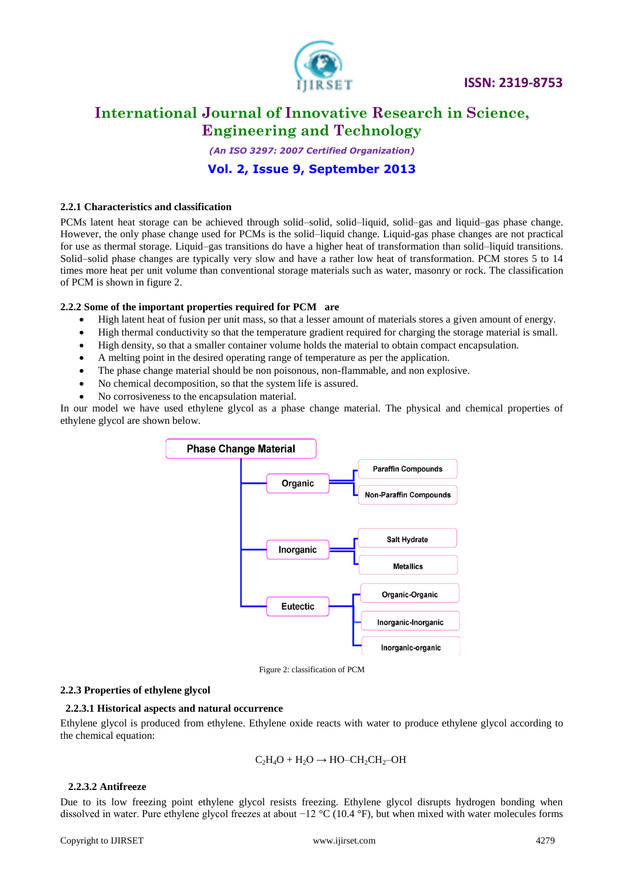### 2.2.1 Characteristics and classification

PCMs latent heat storage can be achieved through solid–solid, solid–liquid, solid–gas and liquid–gas phase change. However, the only phase change used for PCMs is the solid–liquid change. Liquid-gas phase changes are not practical for use as thermal storage. Liquid–gas transitions do have a higher heat of transformation than solid–liquid transitions. Solid–solid phase changes are typically very slow and have a rather low heat of transformation. PCM stores 5 to 14 times more heat per unit volume than conventional storage materials such as water, masonry or rock. The classification of PCM is shown in figure 2.

### 2.2.2 Some of the important properties required for PCM are

- High latent heat of fusion per unit mass, so that a lesser amount of materials stores a given amount of energy.
- High thermal conductivity so that the temperature gradient required for charging the storage material is small.
- High density, so that a smaller container volume holds the material to obtain compact encapsulation.
- A melting point in the desired operating range of temperature as per the application.
- The phase change material should be non poisonous, non-flammable, and non explosive.
- No chemical decomposition, so that the system life is assured.
- No corrosiveness to the encapsulation material.

In our model we have used ethylene glycol as a phase change material. The physical and chemical properties of ethylene glycol are shown below.

- Phase Change Material
  - Organic
    - Paraffin Compounds
    - Non-Paraffin Compounds
  - Inorganic
    - Salt Hydrate
    - Metallics
  - Eutectic
    - Organic-Organic
    - Inorganic-Inorganic
    - Inorganic-organic

Figure 2: classification of PCM

### 2.2.3 Properties of ethylene glycol

#### 2.2.3.1 Historical aspects and natural occurrence

Ethylene glycol is produced from ethylene. Ethylene oxide reacts with water to produce ethylene glycol according to the chemical equation:

$$C_2H_4O + H_2O \rightarrow HO\text{–}CH_2CH_2\text{–}OH$$

#### 2.2.3.2 Antifreeze

Due to its low freezing point ethylene glycol resists freezing. Ethylene glycol disrupts hydrogen bonding when dissolved in water. Pure ethylene glycol freezes at about −12 °C (10.4 °F), but when mixed with water molecules forms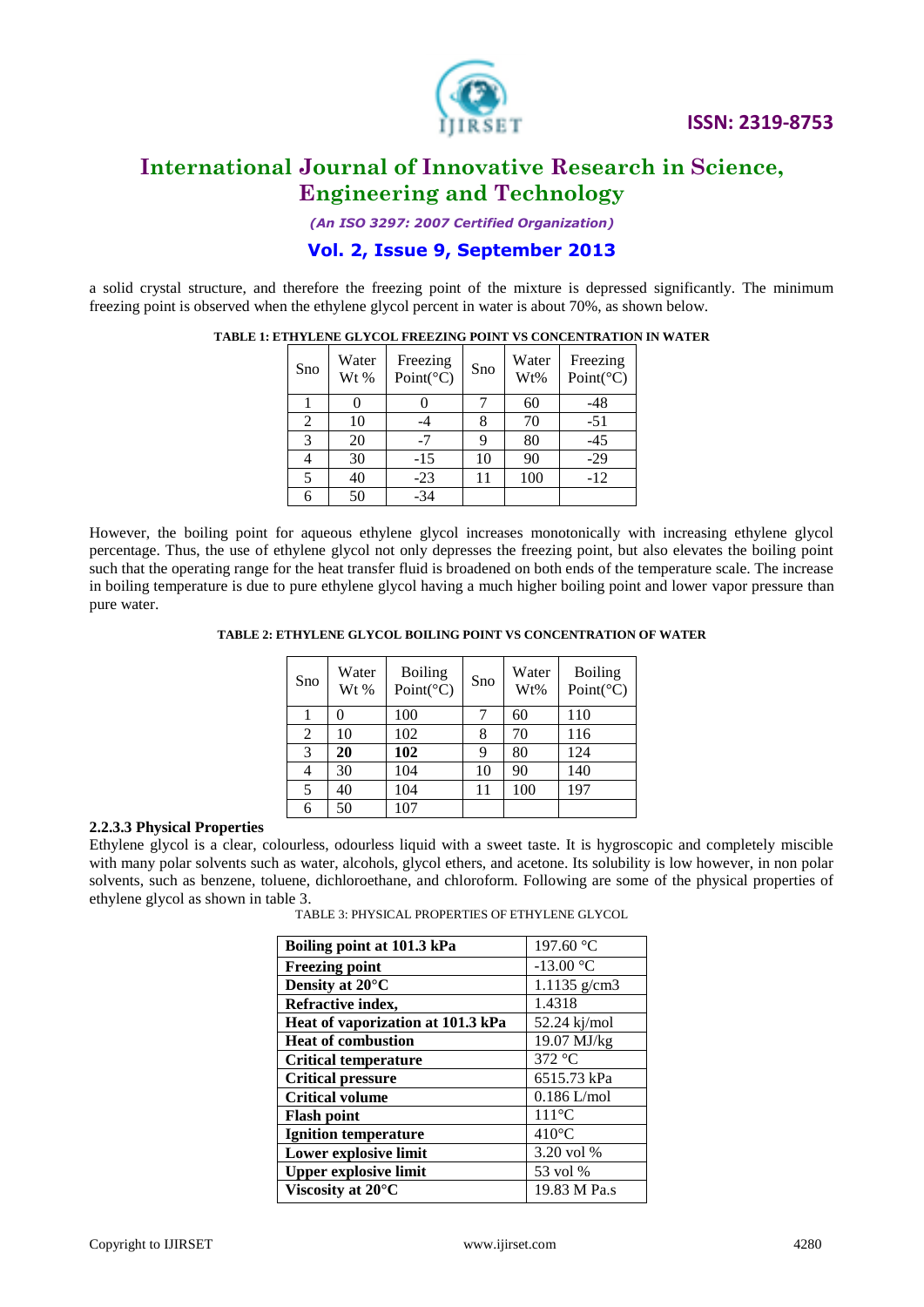a solid crystal structure, and therefore the freezing point of the mixture is depressed significantly. The minimum freezing point is observed when the ethylene glycol percent in water is about 70%, as shown below.

**TABLE 1: ETHYLENE GLYCOL FREEZING POINT VS CONCENTRATION IN WATER**

| Sno | Water Wt % | Freezing Point(°C) | Sno | Water Wt% | Freezing Point(°C) |
|---|---|---|---|---|---|
| 1 | 0 | 0 | 7 | 60 | -48 |
| 2 | 10 | -4 | 8 | 70 | -51 |
| 3 | 20 | -7 | 9 | 80 | -45 |
| 4 | 30 | -15 | 10 | 90 | -29 |
| 5 | 40 | -23 | 11 | 100 | -12 |
| 6 | 50 | -34 | | | |

However, the boiling point for aqueous ethylene glycol increases monotonically with increasing ethylene glycol percentage. Thus, the use of ethylene glycol not only depresses the freezing point, but also elevates the boiling point such that the operating range for the heat transfer fluid is broadened on both ends of the temperature scale. The increase in boiling temperature is due to pure ethylene glycol having a much higher boiling point and lower vapor pressure than pure water.

**TABLE 2: ETHYLENE GLYCOL BOILING POINT VS CONCENTRATION OF WATER**

| Sno | Water Wt % | Boiling Point(°C) | Sno | Water Wt% | Boiling Point(°C) |
|---|---|---|---|---|---|
| 1 | 0 | 100 | 7 | 60 | 110 |
| 2 | 10 | 102 | 8 | 70 | 116 |
| 3 | **20** | **102** | 9 | 80 | 124 |
| 4 | 30 | 104 | 10 | 90 | 140 |
| 5 | 40 | 104 | 11 | 100 | 197 |
| 6 | 50 | 107 | | | |

#### 2.2.3.3 Physical Properties

Ethylene glycol is a clear, colourless, odourless liquid with a sweet taste. It is hygroscopic and completely miscible with many polar solvents such as water, alcohols, glycol ethers, and acetone. Its solubility is low however, in non polar solvents, such as benzene, toluene, dichloroethane, and chloroform. Following are some of the physical properties of ethylene glycol as shown in table 3.

TABLE 3: PHYSICAL PROPERTIES OF ETHYLENE GLYCOL

| Property | Value |
|---|---|
| **Boiling point at 101.3 kPa** | 197.60 °C |
| **Freezing point** | -13.00 °C |
| **Density at 20°C** | 1.1135 g/cm3 |
| **Refractive index,** | 1.4318 |
| **Heat of vaporization at 101.3 kPa** | 52.24 kj/mol |
| **Heat of combustion** | 19.07 MJ/kg |
| **Critical temperature** | 372 °C |
| **Critical pressure** | 6515.73 kPa |
| **Critical volume** | 0.186 L/mol |
| **Flash point** | 111°C |
| **Ignition temperature** | 410°C |
| **Lower explosive limit** | 3.20 vol % |
| **Upper explosive limit** | 53 vol % |
| **Viscosity at 20°C** | 19.83 M Pa.s |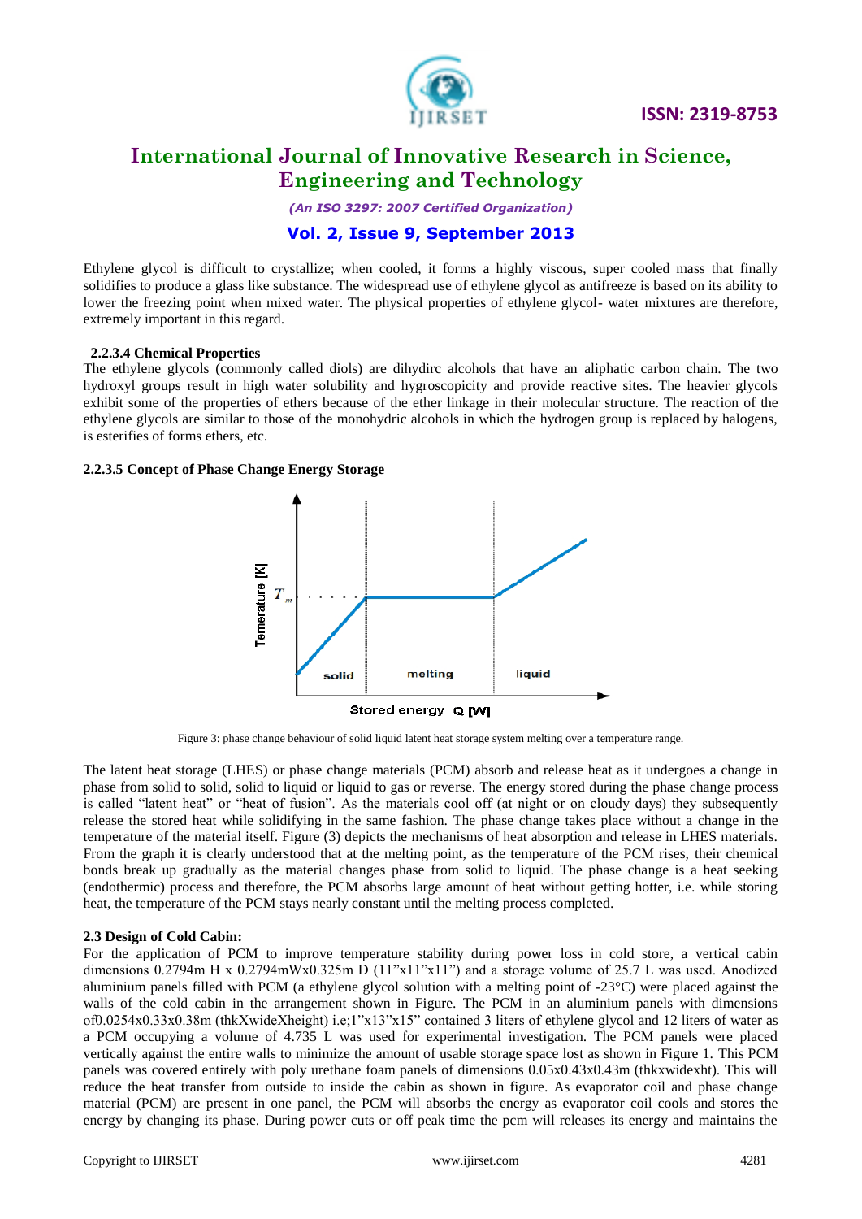Ethylene glycol is difficult to crystallize; when cooled, it forms a highly viscous, super cooled mass that finally solidifies to produce a glass like substance. The widespread use of ethylene glycol as antifreeze is based on its ability to lower the freezing point when mixed water. The physical properties of ethylene glycol- water mixtures are therefore, extremely important in this regard.

#### 2.2.3.4 Chemical Properties

The ethylene glycols (commonly called diols) are dihydirc alcohols that have an aliphatic carbon chain. The two hydroxyl groups result in high water solubility and hygroscopicity and provide reactive sites. The heavier glycols exhibit some of the properties of ethers because of the ether linkage in their molecular structure. The reaction of the ethylene glycols are similar to those of the monohydric alcohols in which the hydrogen group is replaced by halogens, is esterifies of forms ethers, etc.

#### 2.2.3.5 Concept of Phase Change Energy Storage

Figure 3: phase change behaviour of solid liquid latent heat storage system melting over a temperature range.

The latent heat storage (LHES) or phase change materials (PCM) absorb and release heat as it undergoes a change in phase from solid to solid, solid to liquid or liquid to gas or reverse. The energy stored during the phase change process is called "latent heat" or "heat of fusion". As the materials cool off (at night or on cloudy days) they subsequently release the stored heat while solidifying in the same fashion. The phase change takes place without a change in the temperature of the material itself. Figure (3) depicts the mechanisms of heat absorption and release in LHES materials. From the graph it is clearly understood that at the melting point, as the temperature of the PCM rises, their chemical bonds break up gradually as the material changes phase from solid to liquid. The phase change is a heat seeking (endothermic) process and therefore, the PCM absorbs large amount of heat without getting hotter, i.e. while storing heat, the temperature of the PCM stays nearly constant until the melting process completed.

### 2.3 Design of Cold Cabin:

For the application of PCM to improve temperature stability during power loss in cold store, a vertical cabin dimensions 0.2794m H x 0.2794mWx0.325m D (11"x11"x11") and a storage volume of 25.7 L was used. Anodized aluminium panels filled with PCM (a ethylene glycol solution with a melting point of -23°C) were placed against the walls of the cold cabin in the arrangement shown in Figure. The PCM in an aluminium panels with dimensions of0.0254x0.33x0.38m (thkXwideXheight) i.e;1"x13"x15" contained 3 liters of ethylene glycol and 12 liters of water as a PCM occupying a volume of 4.735 L was used for experimental investigation. The PCM panels were placed vertically against the entire walls to minimize the amount of usable storage space lost as shown in Figure 1. This PCM panels was covered entirely with poly urethane foam panels of dimensions 0.05x0.43x0.43m (thkxwidexht). This will reduce the heat transfer from outside to inside the cabin as shown in figure. As evaporator coil and phase change material (PCM) are present in one panel, the PCM will absorbs the energy as evaporator coil cools and stores the energy by changing its phase. During power cuts or off peak time the pcm will releases its energy and maintains the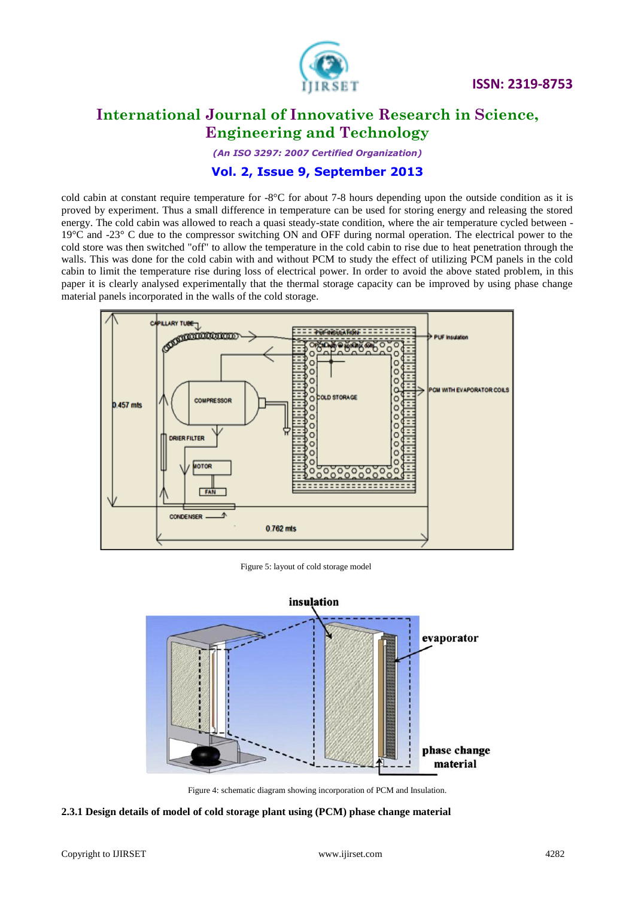cold cabin at constant require temperature for -8°C for about 7-8 hours depending upon the outside condition as it is proved by experiment. Thus a small difference in temperature can be used for storing energy and releasing the stored energy. The cold cabin was allowed to reach a quasi steady-state condition, where the air temperature cycled between -19°C and -23° C due to the compressor switching ON and OFF during normal operation. The electrical power to the cold store was then switched "off" to allow the temperature in the cold cabin to rise due to heat penetration through the walls. This was done for the cold cabin with and without PCM to study the effect of utilizing PCM panels in the cold cabin to limit the temperature rise during loss of electrical power. In order to avoid the above stated problem, in this paper it is clearly analysed experimentally that the thermal storage capacity can be improved by using phase change material panels incorporated in the walls of the cold storage.

Figure 5: layout of cold storage model

Figure 4: schematic diagram showing incorporation of PCM and Insulation.

**2.3.1 Design details of model of cold storage plant using (PCM) phase change material**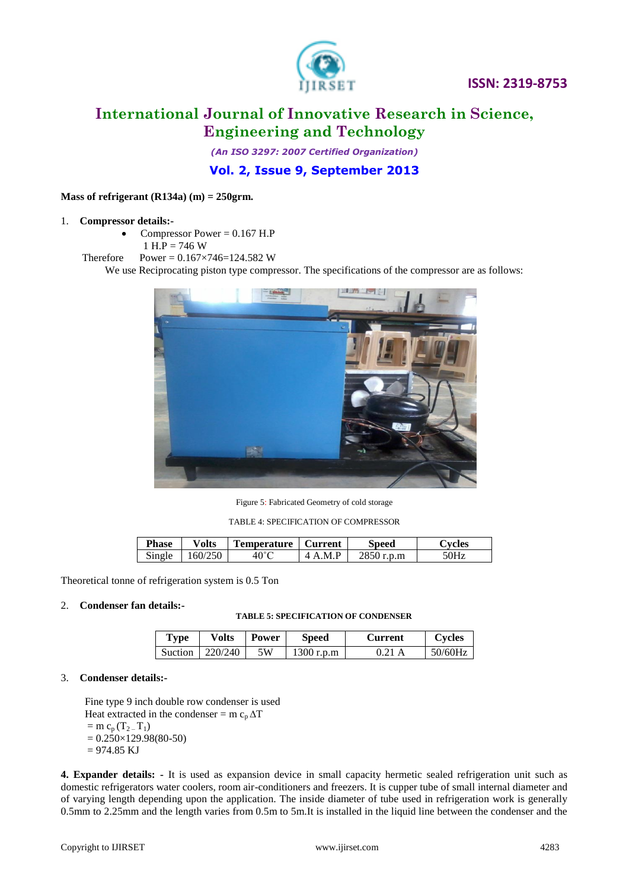**Mass of refrigerant (R134a) (m) = 250grm.**

1. **Compressor details:-**
   - Compressor Power = 0.167 H.P

     1 H.P = 746 W

   Therefore  Power = 0.167×746=124.582 W

   We use Reciprocating piston type compressor. The specifications of the compressor are as follows:

Figure 5: Fabricated Geometry of cold storage

TABLE 4: SPECIFICATION OF COMPRESSOR

| Phase | Volts | Temperature | Current | Speed | Cycles |
|---|---|---|---|---|---|
| Single | 160/250 | 40°C | 4 A.M.P | 2850 r.p.m | 50Hz |

Theoretical tonne of refrigeration system is 0.5 Ton

2. **Condenser fan details:-**

**TABLE 5: SPECIFICATION OF CONDENSER**

| Type | Volts | Power | Speed | Current | Cycles |
|---|---|---|---|---|---|
| Suction | 220/240 | 5W | 1300 r.p.m | 0.21 A | 50/60Hz |

3. **Condenser details:-**

Fine type 9 inch double row condenser is used

Heat extracted in the condenser = $m\ c_p\ \Delta T$

$= m\ c_p\ (T_2 - T_1)$

$= 0.250 \times 129.98(80\text{-}50)$

$= 974.85$ KJ

**4. Expander details: -** It is used as expansion device in small capacity hermetic sealed refrigeration unit such as domestic refrigerators water coolers, room air-conditioners and freezers. It is cupper tube of small internal diameter and of varying length depending upon the application. The inside diameter of tube used in refrigeration work is generally 0.5mm to 2.25mm and the length varies from 0.5m to 5m.It is installed in the liquid line between the condenser and the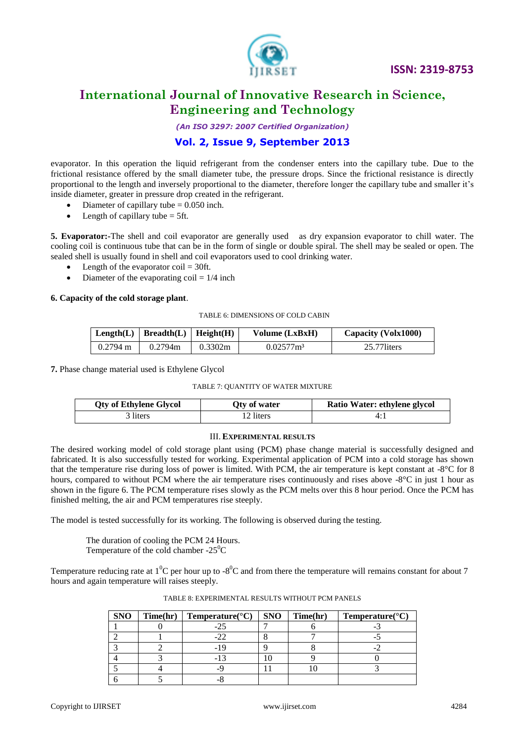evaporator. In this operation the liquid refrigerant from the condenser enters into the capillary tube. Due to the frictional resistance offered by the small diameter tube, the pressure drops. Since the frictional resistance is directly proportional to the length and inversely proportional to the diameter, therefore longer the capillary tube and smaller it's inside diameter, greater in pressure drop created in the refrigerant.

- Diameter of capillary tube = 0.050 inch.
- Length of capillary tube = 5ft.

**5. Evaporator:-**The shell and coil evaporator are generally used as dry expansion evaporator to chill water. The cooling coil is continuous tube that can be in the form of single or double spiral. The shell may be sealed or open. The sealed shell is usually found in shell and coil evaporators used to cool drinking water.

- Length of the evaporator coil = 30ft.
- Diameter of the evaporating coil = 1/4 inch

**6. Capacity of the cold storage plant**.

TABLE 6: DIMENSIONS OF COLD CABIN

| Length(L) | Breadth(L) | Height(H) | Volume (LxBxH) | Capacity (Volx1000) |
|---|---|---|---|---|
| 0.2794 m | 0.2794m | 0.3302m | $0.02577m^3$ | 25.77liters |

**7.** Phase change material used is Ethylene Glycol

TABLE 7: QUANTITY OF WATER MIXTURE

| Qty of Ethylene Glycol | Qty of water | Ratio Water: ethylene glycol |
|---|---|---|
| 3 liters | 12 liters | 4:1 |

## III. EXPERIMENTAL RESULTS

The desired working model of cold storage plant using (PCM) phase change material is successfully designed and fabricated. It is also successfully tested for working. Experimental application of PCM into a cold storage has shown that the temperature rise during loss of power is limited. With PCM, the air temperature is kept constant at -8°C for 8 hours, compared to without PCM where the air temperature rises continuously and rises above -8°C in just 1 hour as shown in the figure 6. The PCM temperature rises slowly as the PCM melts over this 8 hour period. Once the PCM has finished melting, the air and PCM temperatures rise steeply.

The model is tested successfully for its working. The following is observed during the testing.

The duration of cooling the PCM 24 Hours.
Temperature of the cold chamber $-25^0$C

Temperature reducing rate at $1^0$C per hour up to $-8^0$C and from there the temperature will remains constant for about 7 hours and again temperature will raises steeply.

TABLE 8: EXPERIMENTAL RESULTS WITHOUT PCM PANELS

| SNO | Time(hr) | Temperature(°C) | SNO | Time(hr) | Temperature(°C) |
|---|---|---|---|---|---|
| 1 | 0 | -25 | 7 | 6 | -3 |
| 2 | 1 | -22 | 8 | 7 | -5 |
| 3 | 2 | -19 | 9 | 8 | -2 |
| 4 | 3 | -13 | 10 | 9 | 0 |
| 5 | 4 | -9 | 11 | 10 | 3 |
| 6 | 5 | -8 | | | |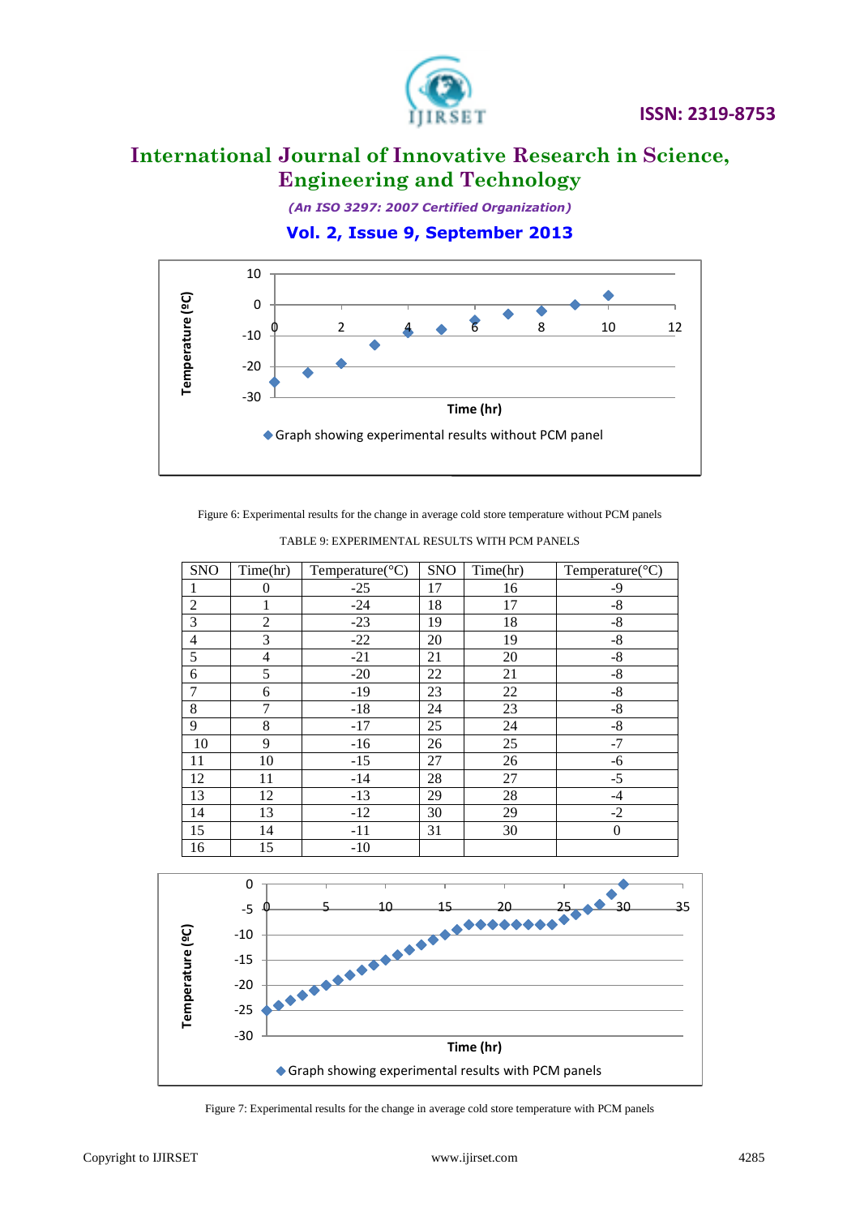Figure 6: Experimental results for the change in average cold store temperature without PCM panels

TABLE 9: EXPERIMENTAL RESULTS WITH PCM PANELS

| SNO | Time(hr) | Temperature(°C) | SNO | Time(hr) | Temperature(°C) |
|---|---|---|---|---|---|
| 1 | 0 | -25 | 17 | 16 | -9 |
| 2 | 1 | -24 | 18 | 17 | -8 |
| 3 | 2 | -23 | 19 | 18 | -8 |
| 4 | 3 | -22 | 20 | 19 | -8 |
| 5 | 4 | -21 | 21 | 20 | -8 |
| 6 | 5 | -20 | 22 | 21 | -8 |
| 7 | 6 | -19 | 23 | 22 | -8 |
| 8 | 7 | -18 | 24 | 23 | -8 |
| 9 | 8 | -17 | 25 | 24 | -8 |
| 10 | 9 | -16 | 26 | 25 | -7 |
| 11 | 10 | -15 | 27 | 26 | -6 |
| 12 | 11 | -14 | 28 | 27 | -5 |
| 13 | 12 | -13 | 29 | 28 | -4 |
| 14 | 13 | -12 | 30 | 29 | -2 |
| 15 | 14 | -11 | 31 | 30 | 0 |
| 16 | 15 | -10 | | | |

Figure 7: Experimental results for the change in average cold store temperature with PCM panels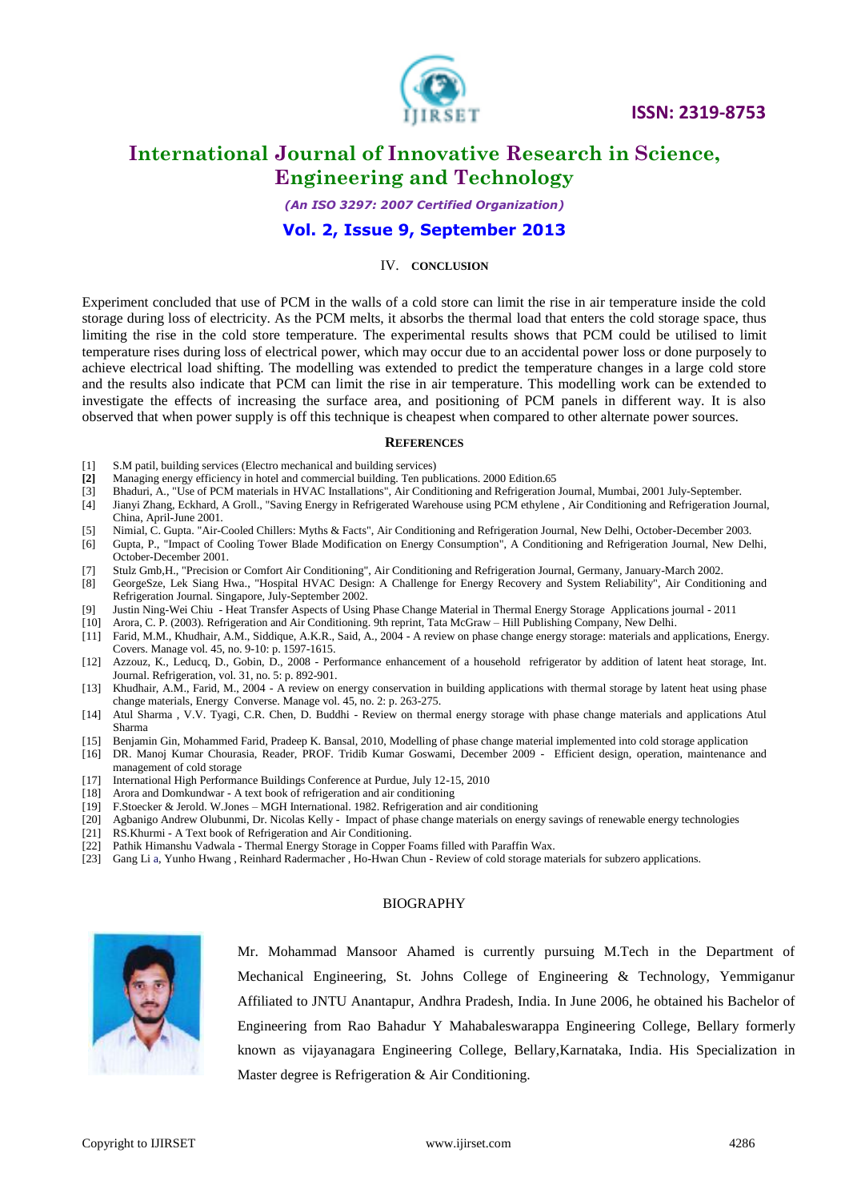## IV. CONCLUSION

Experiment concluded that use of PCM in the walls of a cold store can limit the rise in air temperature inside the cold storage during loss of electricity. As the PCM melts, it absorbs the thermal load that enters the cold storage space, thus limiting the rise in the cold store temperature. The experimental results shows that PCM could be utilised to limit temperature rises during loss of electrical power, which may occur due to an accidental power loss or done purposely to achieve electrical load shifting. The modelling was extended to predict the temperature changes in a large cold store and the results also indicate that PCM can limit the rise in air temperature. This modelling work can be extended to investigate the effects of increasing the surface area, and positioning of PCM panels in different way. It is also observed that when power supply is off this technique is cheapest when compared to other alternate power sources.

## REFERENCES

[1] S.M patil, building services (Electro mechanical and building services)

**[2]** Managing energy efficiency in hotel and commercial building. Ten publications. 2000 Edition.65

[3] Bhaduri, A., "Use of PCM materials in HVAC Installations", Air Conditioning and Refrigeration Journal, Mumbai, 2001 July-September.

[4] Jianyi Zhang, Eckhard, A Groll., "Saving Energy in Refrigerated Warehouse using PCM ethylene , Air Conditioning and Refrigeration Journal, China, April-June 2001.

[5] Nimial, C. Gupta. "Air-Cooled Chillers: Myths & Facts", Air Conditioning and Refrigeration Journal, New Delhi, October-December 2003.

[6] Gupta, P., "Impact of Cooling Tower Blade Modification on Energy Consumption", A Conditioning and Refrigeration Journal, New Delhi, October-December 2001.

[7] Stulz Gmb,H., "Precision or Comfort Air Conditioning", Air Conditioning and Refrigeration Journal, Germany, January-March 2002.

[8] GeorgeSze, Lek Siang Hwa., "Hospital HVAC Design: A Challenge for Energy Recovery and System Reliability", Air Conditioning and Refrigeration Journal. Singapore, July-September 2002.

[9] Justin Ning-Wei Chiu - Heat Transfer Aspects of Using Phase Change Material in Thermal Energy Storage Applications journal - 2011

[10] Arora, C. P. (2003). Refrigeration and Air Conditioning. 9th reprint, Tata McGraw – Hill Publishing Company, New Delhi.

[11] Farid, M.M., Khudhair, A.M., Siddique, A.K.R., Said, A., 2004 - A review on phase change energy storage: materials and applications, Energy. Covers. Manage vol. 45, no. 9-10: p. 1597-1615.

[12] Azzouz, K., Leducq, D., Gobin, D., 2008 - Performance enhancement of a household refrigerator by addition of latent heat storage, Int. Journal. Refrigeration, vol. 31, no. 5: p. 892-901.

[13] Khudhair, A.M., Farid, M., 2004 - A review on energy conservation in building applications with thermal storage by latent heat using phase change materials, Energy Converse. Manage vol. 45, no. 2: p. 263-275.

[14] Atul Sharma , V.V. Tyagi, C.R. Chen, D. Buddhi - Review on thermal energy storage with phase change materials and applications Atul Sharma

[15] Benjamin Gin, Mohammed Farid, Pradeep K. Bansal, 2010, Modelling of phase change material implemented into cold storage application

[16] DR. Manoj Kumar Chourasia, Reader, PROF. Tridib Kumar Goswami, December 2009 - Efficient design, operation, maintenance and management of cold storage

[17] International High Performance Buildings Conference at Purdue, July 12-15, 2010

[18] Arora and Domkundwar - A text book of refrigeration and air conditioning

[19] F.Stoecker & Jerold. W.Jones – MGH International. 1982. Refrigeration and air conditioning

[20] Agbanigo Andrew Olubunmi, Dr. Nicolas Kelly - Impact of phase change materials on energy savings of renewable energy technologies

[21] RS.Khurmi - A Text book of Refrigeration and Air Conditioning.

[22] Pathik Himanshu Vadwala - Thermal Energy Storage in Copper Foams filled with Paraffin Wax.

[23] Gang Li a, Yunho Hwang , Reinhard Radermacher , Ho-Hwan Chun - Review of cold storage materials for subzero applications.

## BIOGRAPHY

Mr. Mohammad Mansoor Ahamed is currently pursuing M.Tech in the Department of Mechanical Engineering, St. Johns College of Engineering & Technology, Yemmiganur Affiliated to JNTU Anantapur, Andhra Pradesh, India. In June 2006, he obtained his Bachelor of Engineering from Rao Bahadur Y Mahabaleswarappa Engineering College, Bellary formerly known as vijayanagara Engineering College, Bellary,Karnataka, India. His Specialization in Master degree is Refrigeration & Air Conditioning.